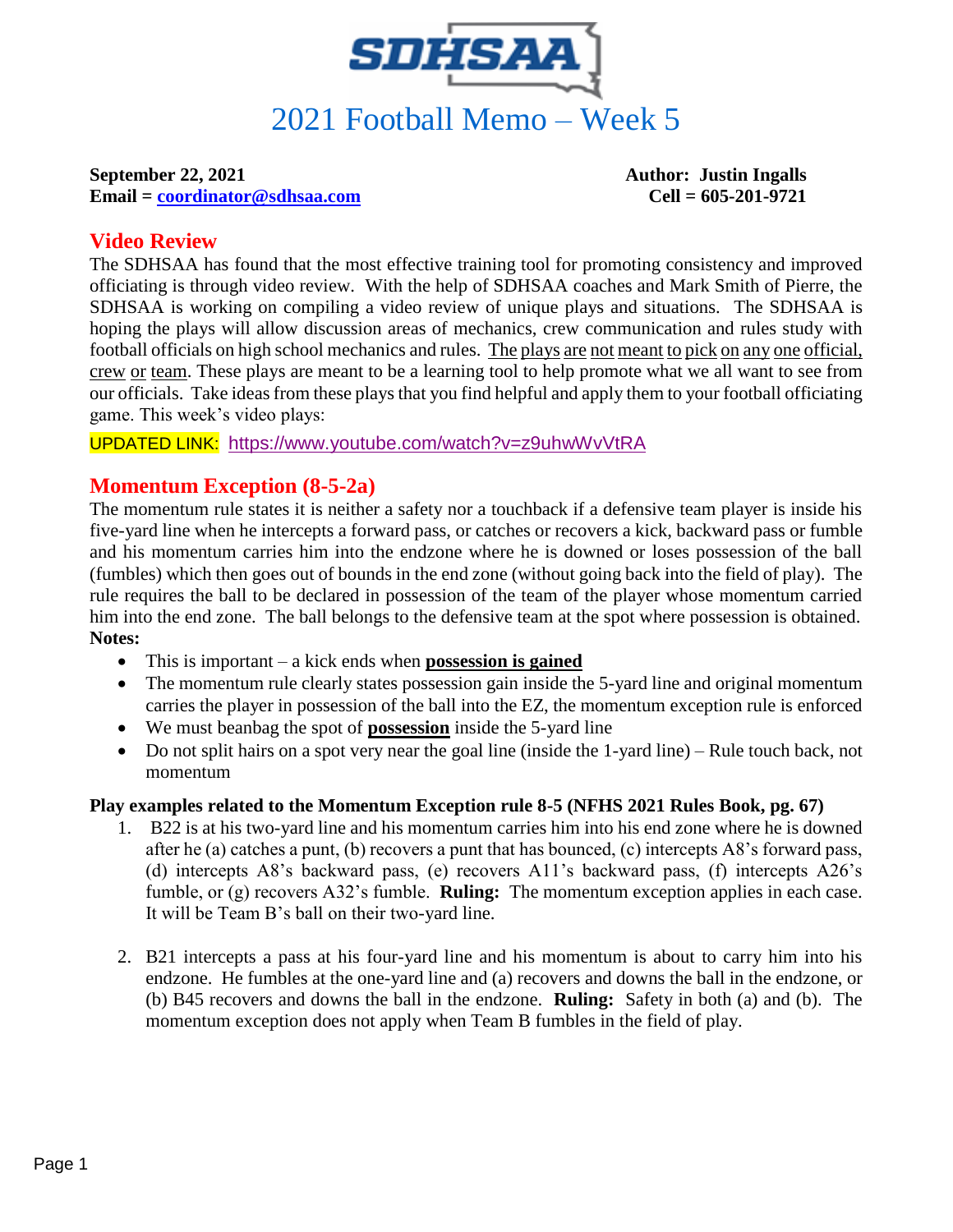# 2021 Football Memo – Week 5

**September 22, 2021** **Author: Justin Ingalls**
**Email = [coordinator@sdhsaa.com](mailto:coordinator@sdhsaa.com)** **Cell = 605-201-9721**

## Video Review

The SDHSAA has found that the most effective training tool for promoting consistency and improved officiating is through video review. With the help of SDHSAA coaches and Mark Smith of Pierre, the SDHSAA is working on compiling a video review of unique plays and situations. The SDHSAA is hoping the plays will allow discussion areas of mechanics, crew communication and rules study with football officials on high school mechanics and rules. The plays are not meant to pick on any one official, crew or team. These plays are meant to be a learning tool to help promote what we all want to see from our officials. Take ideas from these plays that you find helpful and apply them to your football officiating game. This week's video plays:

UPDATED LINK: https://www.youtube.com/watch?v=z9uhwWvVtRA

## Momentum Exception (8-5-2a)

The momentum rule states it is neither a safety nor a touchback if a defensive team player is inside his five-yard line when he intercepts a forward pass, or catches or recovers a kick, backward pass or fumble and his momentum carries him into the endzone where he is downed or loses possession of the ball (fumbles) which then goes out of bounds in the end zone (without going back into the field of play). The rule requires the ball to be declared in possession of the team of the player whose momentum carried him into the end zone. The ball belongs to the defensive team at the spot where possession is obtained.

**Notes:**

- This is important – a kick ends when **possession is gained**
- The momentum rule clearly states possession gain inside the 5-yard line and original momentum carries the player in possession of the ball into the EZ, the momentum exception rule is enforced
- We must beanbag the spot of **possession** inside the 5-yard line
- Do not split hairs on a spot very near the goal line (inside the 1-yard line) – Rule touch back, not momentum

**Play examples related to the Momentum Exception rule 8-5 (NFHS 2021 Rules Book, pg. 67)**

1. B22 is at his two-yard line and his momentum carries him into his end zone where he is downed after he (a) catches a punt, (b) recovers a punt that has bounced, (c) intercepts A8's forward pass, (d) intercepts A8's backward pass, (e) recovers A11's backward pass, (f) intercepts A26's fumble, or (g) recovers A32's fumble. **Ruling:** The momentum exception applies in each case. It will be Team B's ball on their two-yard line.

2. B21 intercepts a pass at his four-yard line and his momentum is about to carry him into his endzone. He fumbles at the one-yard line and (a) recovers and downs the ball in the endzone, or (b) B45 recovers and downs the ball in the endzone. **Ruling:** Safety in both (a) and (b). The momentum exception does not apply when Team B fumbles in the field of play.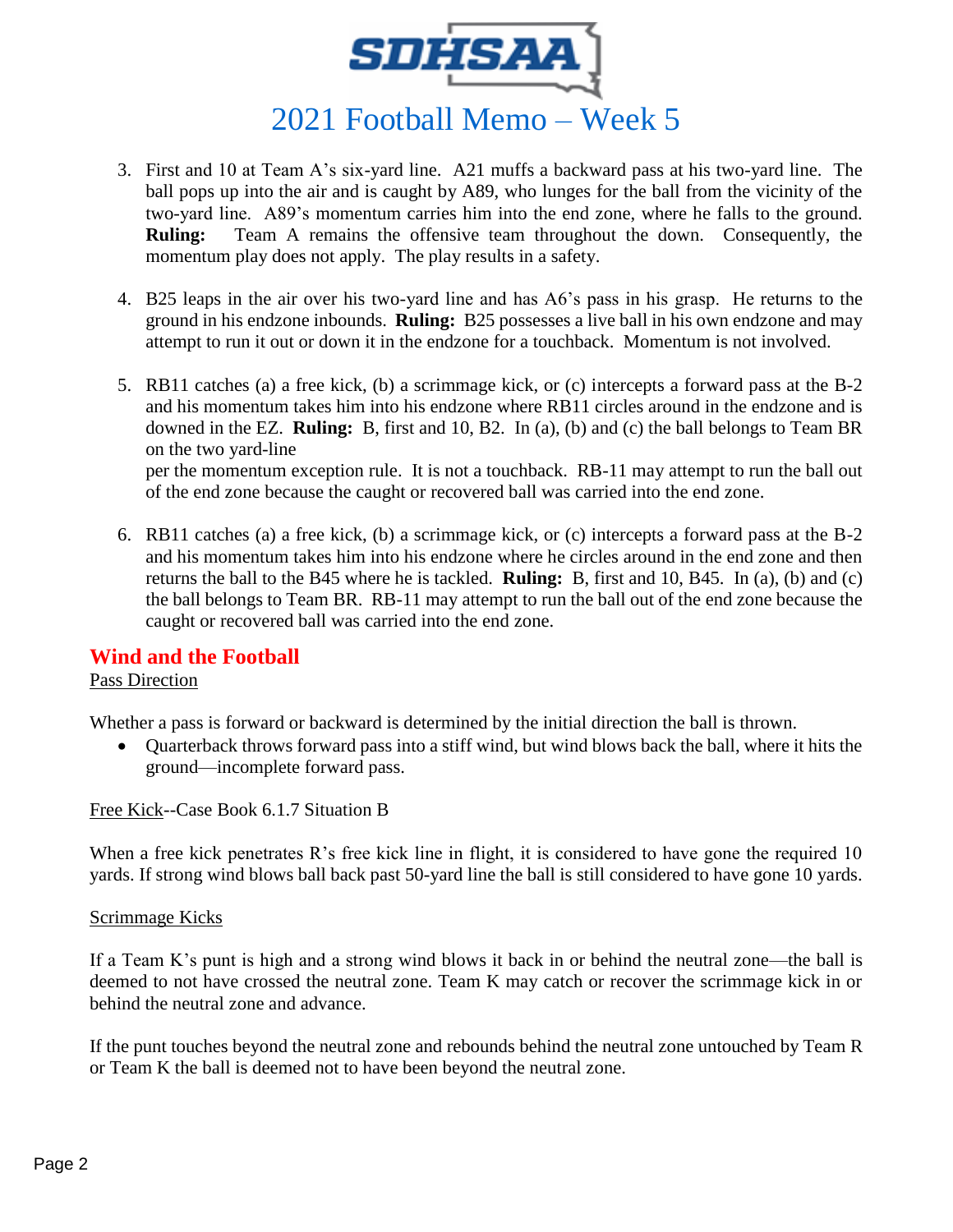3. First and 10 at Team A's six-yard line. A21 muffs a backward pass at his two-yard line. The ball pops up into the air and is caught by A89, who lunges for the ball from the vicinity of the two-yard line. A89's momentum carries him into the end zone, where he falls to the ground. **Ruling:** Team A remains the offensive team throughout the down. Consequently, the momentum play does not apply. The play results in a safety.

4. B25 leaps in the air over his two-yard line and has A6's pass in his grasp. He returns to the ground in his endzone inbounds. **Ruling:** B25 possesses a live ball in his own endzone and may attempt to run it out or down it in the endzone for a touchback. Momentum is not involved.

5. RB11 catches (a) a free kick, (b) a scrimmage kick, or (c) intercepts a forward pass at the B-2 and his momentum takes him into his endzone where RB11 circles around in the endzone and is downed in the EZ. **Ruling:** B, first and 10, B2. In (a), (b) and (c) the ball belongs to Team BR on the two yard-line
per the momentum exception rule. It is not a touchback. RB-11 may attempt to run the ball out of the end zone because the caught or recovered ball was carried into the end zone.

6. RB11 catches (a) a free kick, (b) a scrimmage kick, or (c) intercepts a forward pass at the B-2 and his momentum takes him into his endzone where he circles around in the end zone and then returns the ball to the B45 where he is tackled. **Ruling:** B, first and 10, B45. In (a), (b) and (c) the ball belongs to Team BR. RB-11 may attempt to run the ball out of the end zone because the caught or recovered ball was carried into the end zone.

## Wind and the Football

Pass Direction

Whether a pass is forward or backward is determined by the initial direction the ball is thrown.

- Quarterback throws forward pass into a stiff wind, but wind blows back the ball, where it hits the ground—incomplete forward pass.

Free Kick--Case Book 6.1.7 Situation B

When a free kick penetrates R's free kick line in flight, it is considered to have gone the required 10 yards. If strong wind blows ball back past 50-yard line the ball is still considered to have gone 10 yards.

Scrimmage Kicks

If a Team K's punt is high and a strong wind blows it back in or behind the neutral zone—the ball is deemed to not have crossed the neutral zone. Team K may catch or recover the scrimmage kick in or behind the neutral zone and advance.

If the punt touches beyond the neutral zone and rebounds behind the neutral zone untouched by Team R or Team K the ball is deemed not to have been beyond the neutral zone.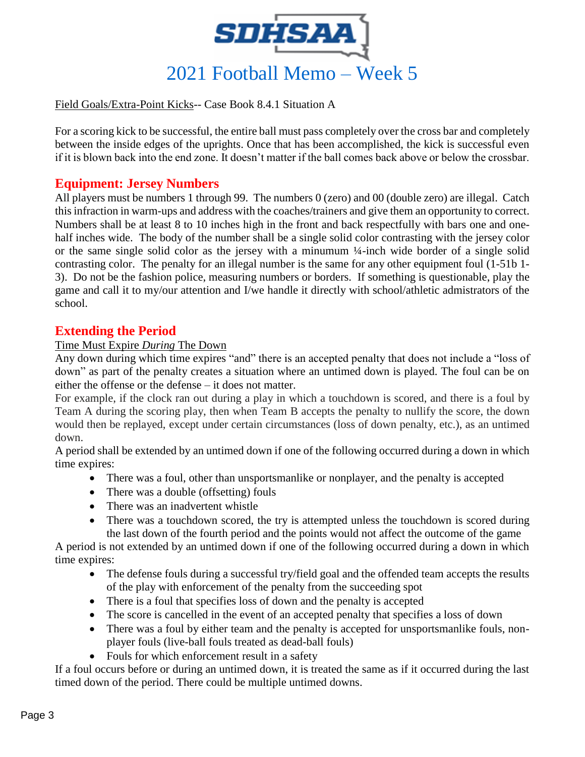# SDHSAA

# 2021 Football Memo – Week 5

Field Goals/Extra-Point Kicks-- Case Book 8.4.1 Situation A

For a scoring kick to be successful, the entire ball must pass completely over the cross bar and completely between the inside edges of the uprights. Once that has been accomplished, the kick is successful even if it is blown back into the end zone. It doesn't matter if the ball comes back above or below the crossbar.

## Equipment: Jersey Numbers

All players must be numbers 1 through 99. The numbers 0 (zero) and 00 (double zero) are illegal. Catch this infraction in warm-ups and address with the coaches/trainers and give them an opportunity to correct. Numbers shall be at least 8 to 10 inches high in the front and back respectfully with bars one and one-half inches wide. The body of the number shall be a single solid color contrasting with the jersey color or the same single solid color as the jersey with a minumum ¼-inch wide border of a single solid contrasting color. The penalty for an illegal number is the same for any other equipment foul (1-51b 1-3). Do not be the fashion police, measuring numbers or borders. If something is questionable, play the game and call it to my/our attention and I/we handle it directly with school/athletic admistrators of the school.

## Extending the Period

Time Must Expire *During* The Down

Any down during which time expires "and" there is an accepted penalty that does not include a "loss of down" as part of the penalty creates a situation where an untimed down is played. The foul can be on either the offense or the defense – it does not matter.

For example, if the clock ran out during a play in which a touchdown is scored, and there is a foul by Team A during the scoring play, then when Team B accepts the penalty to nullify the score, the down would then be replayed, except under certain circumstances (loss of down penalty, etc.), as an untimed down.

A period shall be extended by an untimed down if one of the following occurred during a down in which time expires:

- There was a foul, other than unsportsmanlike or nonplayer, and the penalty is accepted
- There was a double (offsetting) fouls
- There was an inadvertent whistle
- There was a touchdown scored, the try is attempted unless the touchdown is scored during the last down of the fourth period and the points would not affect the outcome of the game

A period is not extended by an untimed down if one of the following occurred during a down in which time expires:

- The defense fouls during a successful try/field goal and the offended team accepts the results of the play with enforcement of the penalty from the succeeding spot
- There is a foul that specifies loss of down and the penalty is accepted
- The score is cancelled in the event of an accepted penalty that specifies a loss of down
- There was a foul by either team and the penalty is accepted for unsportsmanlike fouls, non-player fouls (live-ball fouls treated as dead-ball fouls)
- Fouls for which enforcement result in a safety

If a foul occurs before or during an untimed down, it is treated the same as if it occurred during the last timed down of the period. There could be multiple untimed downs.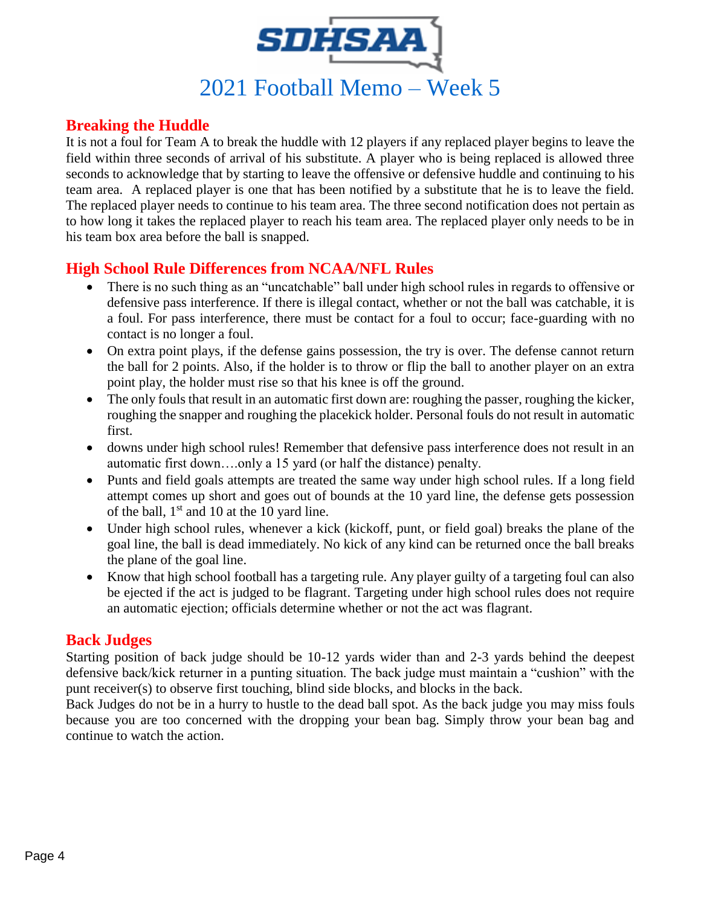# 2021 Football Memo – Week 5

## Breaking the Huddle

It is not a foul for Team A to break the huddle with 12 players if any replaced player begins to leave the field within three seconds of arrival of his substitute. A player who is being replaced is allowed three seconds to acknowledge that by starting to leave the offensive or defensive huddle and continuing to his team area. A replaced player is one that has been notified by a substitute that he is to leave the field. The replaced player needs to continue to his team area. The three second notification does not pertain as to how long it takes the replaced player to reach his team area. The replaced player only needs to be in his team box area before the ball is snapped.

## High School Rule Differences from NCAA/NFL Rules

- There is no such thing as an "uncatchable" ball under high school rules in regards to offensive or defensive pass interference. If there is illegal contact, whether or not the ball was catchable, it is a foul. For pass interference, there must be contact for a foul to occur; face-guarding with no contact is no longer a foul.
- On extra point plays, if the defense gains possession, the try is over. The defense cannot return the ball for 2 points. Also, if the holder is to throw or flip the ball to another player on an extra point play, the holder must rise so that his knee is off the ground.
- The only fouls that result in an automatic first down are: roughing the passer, roughing the kicker, roughing the snapper and roughing the placekick holder. Personal fouls do not result in automatic first.
- downs under high school rules! Remember that defensive pass interference does not result in an automatic first down….only a 15 yard (or half the distance) penalty.
- Punts and field goals attempts are treated the same way under high school rules. If a long field attempt comes up short and goes out of bounds at the 10 yard line, the defense gets possession of the ball, 1st and 10 at the 10 yard line.
- Under high school rules, whenever a kick (kickoff, punt, or field goal) breaks the plane of the goal line, the ball is dead immediately. No kick of any kind can be returned once the ball breaks the plane of the goal line.
- Know that high school football has a targeting rule. Any player guilty of a targeting foul can also be ejected if the act is judged to be flagrant. Targeting under high school rules does not require an automatic ejection; officials determine whether or not the act was flagrant.

## Back Judges

Starting position of back judge should be 10-12 yards wider than and 2-3 yards behind the deepest defensive back/kick returner in a punting situation. The back judge must maintain a "cushion" with the punt receiver(s) to observe first touching, blind side blocks, and blocks in the back.

Back Judges do not be in a hurry to hustle to the dead ball spot. As the back judge you may miss fouls because you are too concerned with the dropping your bean bag. Simply throw your bean bag and continue to watch the action.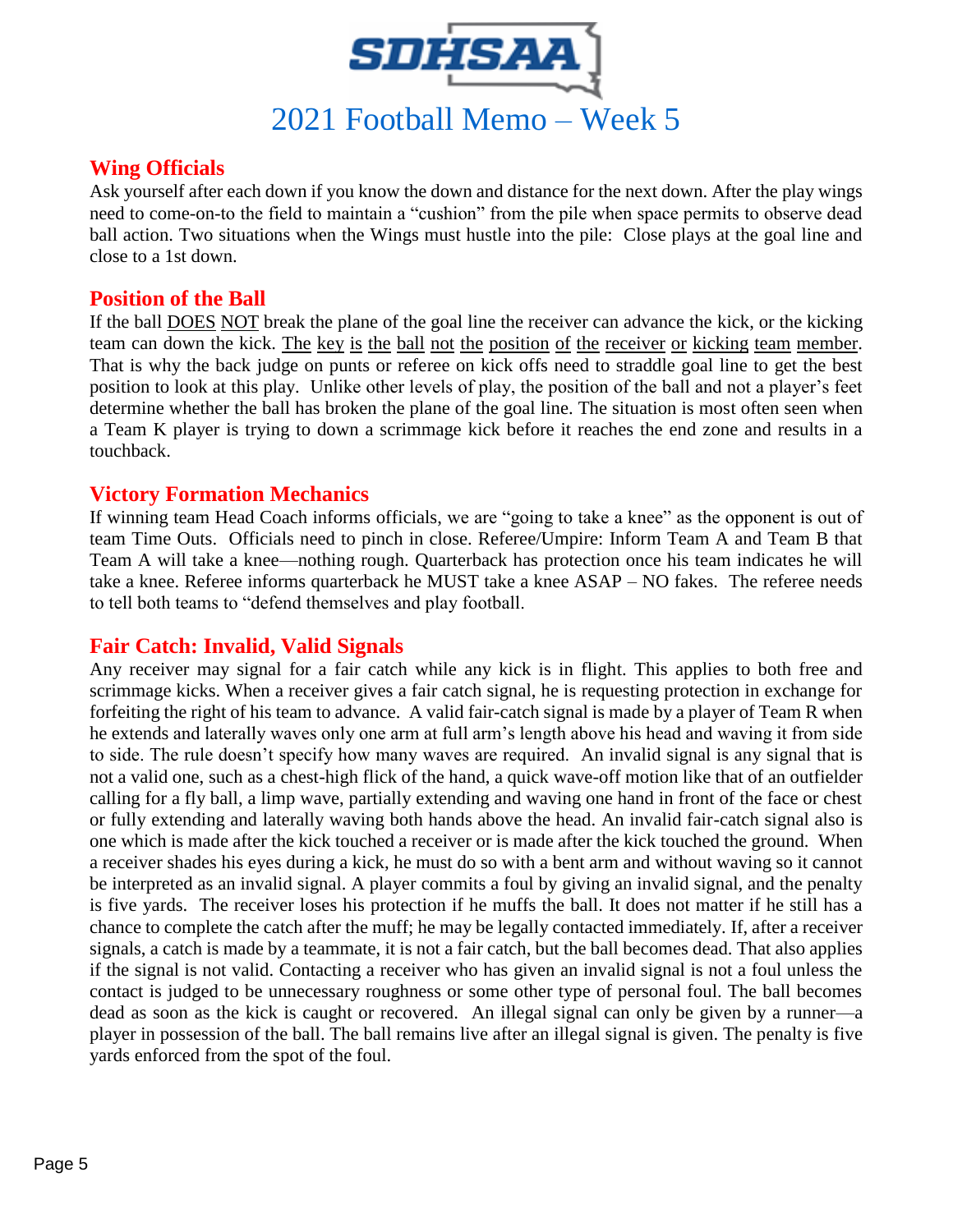# 2021 Football Memo – Week 5

## Wing Officials

Ask yourself after each down if you know the down and distance for the next down. After the play wings need to come-on-to the field to maintain a "cushion" from the pile when space permits to observe dead ball action. Two situations when the Wings must hustle into the pile: Close plays at the goal line and close to a 1st down.

## Position of the Ball

If the ball <u>DOES</u> <u>NOT</u> break the plane of the goal line the receiver can advance the kick, or the kicking team can down the kick. <u>The key is the ball not the position of the receiver or kicking team member</u>. That is why the back judge on punts or referee on kick offs need to straddle goal line to get the best position to look at this play. Unlike other levels of play, the position of the ball and not a player's feet determine whether the ball has broken the plane of the goal line. The situation is most often seen when a Team K player is trying to down a scrimmage kick before it reaches the end zone and results in a touchback.

## Victory Formation Mechanics

If winning team Head Coach informs officials, we are "going to take a knee" as the opponent is out of team Time Outs. Officials need to pinch in close. Referee/Umpire: Inform Team A and Team B that Team A will take a knee—nothing rough. Quarterback has protection once his team indicates he will take a knee. Referee informs quarterback he MUST take a knee ASAP – NO fakes. The referee needs to tell both teams to "defend themselves and play football.

## Fair Catch: Invalid, Valid Signals

Any receiver may signal for a fair catch while any kick is in flight. This applies to both free and scrimmage kicks. When a receiver gives a fair catch signal, he is requesting protection in exchange for forfeiting the right of his team to advance. A valid fair-catch signal is made by a player of Team R when he extends and laterally waves only one arm at full arm's length above his head and waving it from side to side. The rule doesn't specify how many waves are required. An invalid signal is any signal that is not a valid one, such as a chest-high flick of the hand, a quick wave-off motion like that of an outfielder calling for a fly ball, a limp wave, partially extending and waving one hand in front of the face or chest or fully extending and laterally waving both hands above the head. An invalid fair-catch signal also is one which is made after the kick touched a receiver or is made after the kick touched the ground. When a receiver shades his eyes during a kick, he must do so with a bent arm and without waving so it cannot be interpreted as an invalid signal. A player commits a foul by giving an invalid signal, and the penalty is five yards. The receiver loses his protection if he muffs the ball. It does not matter if he still has a chance to complete the catch after the muff; he may be legally contacted immediately. If, after a receiver signals, a catch is made by a teammate, it is not a fair catch, but the ball becomes dead. That also applies if the signal is not valid. Contacting a receiver who has given an invalid signal is not a foul unless the contact is judged to be unnecessary roughness or some other type of personal foul. The ball becomes dead as soon as the kick is caught or recovered. An illegal signal can only be given by a runner—a player in possession of the ball. The ball remains live after an illegal signal is given. The penalty is five yards enforced from the spot of the foul.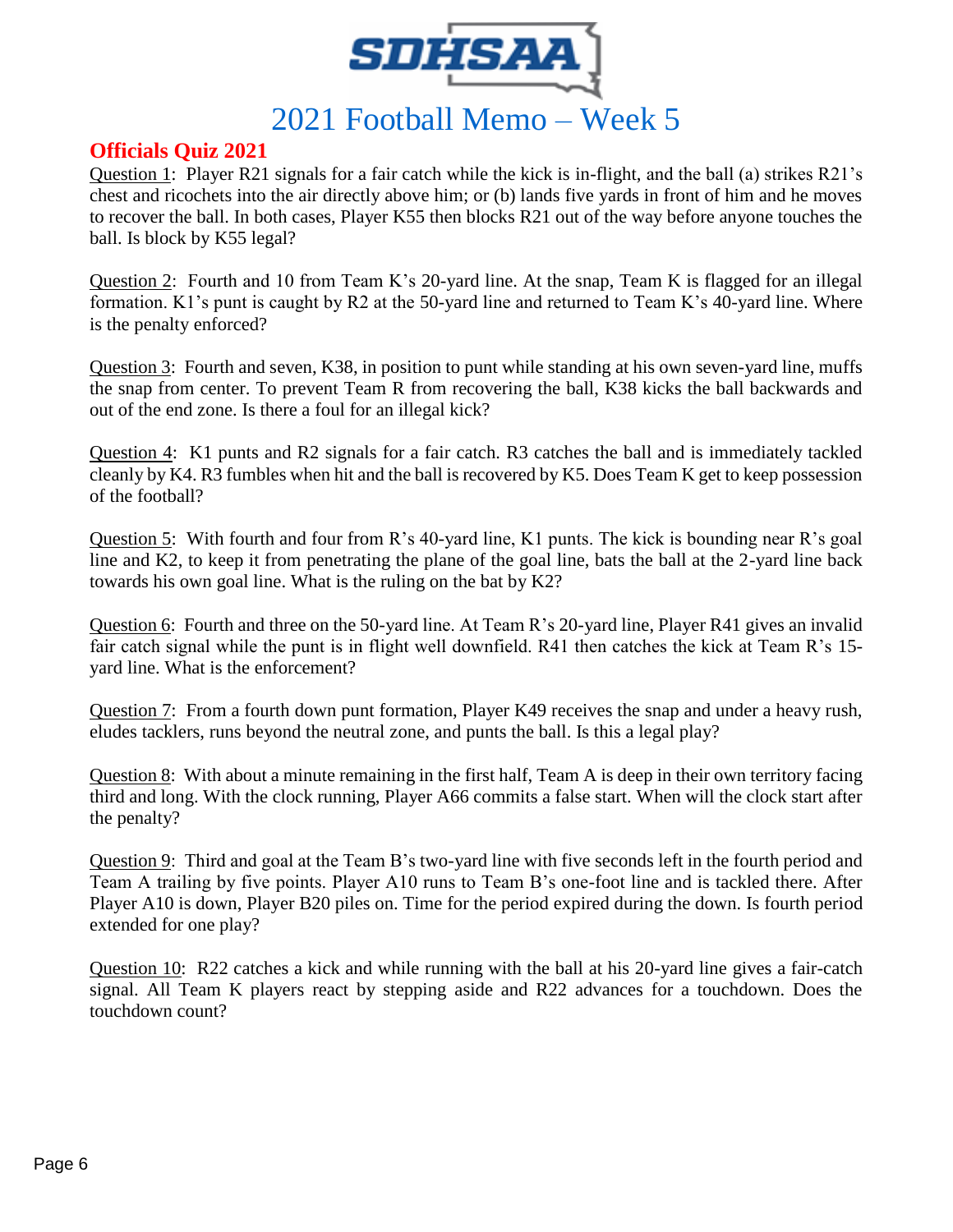# 2021 Football Memo – Week 5

## Officials Quiz 2021

Question 1: Player R21 signals for a fair catch while the kick is in-flight, and the ball (a) strikes R21's chest and ricochets into the air directly above him; or (b) lands five yards in front of him and he moves to recover the ball. In both cases, Player K55 then blocks R21 out of the way before anyone touches the ball. Is block by K55 legal?

Question 2: Fourth and 10 from Team K's 20-yard line. At the snap, Team K is flagged for an illegal formation. K1's punt is caught by R2 at the 50-yard line and returned to Team K's 40-yard line. Where is the penalty enforced?

Question 3: Fourth and seven, K38, in position to punt while standing at his own seven-yard line, muffs the snap from center. To prevent Team R from recovering the ball, K38 kicks the ball backwards and out of the end zone. Is there a foul for an illegal kick?

Question 4: K1 punts and R2 signals for a fair catch. R3 catches the ball and is immediately tackled cleanly by K4. R3 fumbles when hit and the ball is recovered by K5. Does Team K get to keep possession of the football?

Question 5: With fourth and four from R's 40-yard line, K1 punts. The kick is bounding near R's goal line and K2, to keep it from penetrating the plane of the goal line, bats the ball at the 2-yard line back towards his own goal line. What is the ruling on the bat by K2?

Question 6: Fourth and three on the 50-yard line. At Team R's 20-yard line, Player R41 gives an invalid fair catch signal while the punt is in flight well downfield. R41 then catches the kick at Team R's 15-yard line. What is the enforcement?

Question 7: From a fourth down punt formation, Player K49 receives the snap and under a heavy rush, eludes tacklers, runs beyond the neutral zone, and punts the ball. Is this a legal play?

Question 8: With about a minute remaining in the first half, Team A is deep in their own territory facing third and long. With the clock running, Player A66 commits a false start. When will the clock start after the penalty?

Question 9: Third and goal at the Team B's two-yard line with five seconds left in the fourth period and Team A trailing by five points. Player A10 runs to Team B's one-foot line and is tackled there. After Player A10 is down, Player B20 piles on. Time for the period expired during the down. Is fourth period extended for one play?

Question 10: R22 catches a kick and while running with the ball at his 20-yard line gives a fair-catch signal. All Team K players react by stepping aside and R22 advances for a touchdown. Does the touchdown count?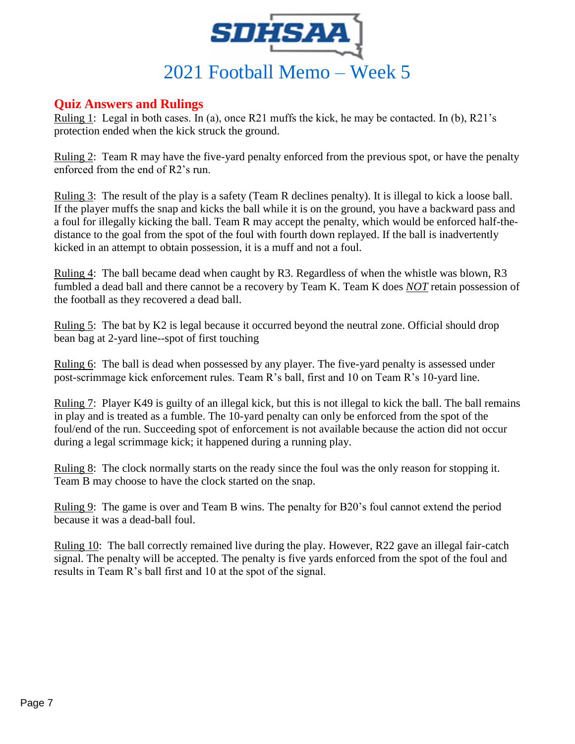# 2021 Football Memo – Week 5

## Quiz Answers and Rulings

Ruling 1: Legal in both cases. In (a), once R21 muffs the kick, he may be contacted. In (b), R21's protection ended when the kick struck the ground.

Ruling 2: Team R may have the five-yard penalty enforced from the previous spot, or have the penalty enforced from the end of R2's run.

Ruling 3: The result of the play is a safety (Team R declines penalty). It is illegal to kick a loose ball. If the player muffs the snap and kicks the ball while it is on the ground, you have a backward pass and a foul for illegally kicking the ball. Team R may accept the penalty, which would be enforced half-the-distance to the goal from the spot of the foul with fourth down replayed. If the ball is inadvertently kicked in an attempt to obtain possession, it is a muff and not a foul.

Ruling 4: The ball became dead when caught by R3. Regardless of when the whistle was blown, R3 fumbled a dead ball and there cannot be a recovery by Team K. Team K does ***NOT*** retain possession of the football as they recovered a dead ball.

Ruling 5: The bat by K2 is legal because it occurred beyond the neutral zone. Official should drop bean bag at 2-yard line--spot of first touching

Ruling 6: The ball is dead when possessed by any player. The five-yard penalty is assessed under post-scrimmage kick enforcement rules. Team R's ball, first and 10 on Team R's 10-yard line.

Ruling 7: Player K49 is guilty of an illegal kick, but this is not illegal to kick the ball. The ball remains in play and is treated as a fumble. The 10-yard penalty can only be enforced from the spot of the foul/end of the run. Succeeding spot of enforcement is not available because the action did not occur during a legal scrimmage kick; it happened during a running play.

Ruling 8: The clock normally starts on the ready since the foul was the only reason for stopping it. Team B may choose to have the clock started on the snap.

Ruling 9: The game is over and Team B wins. The penalty for B20's foul cannot extend the period because it was a dead-ball foul.

Ruling 10: The ball correctly remained live during the play. However, R22 gave an illegal fair-catch signal. The penalty will be accepted. The penalty is five yards enforced from the spot of the foul and results in Team R's ball first and 10 at the spot of the signal.